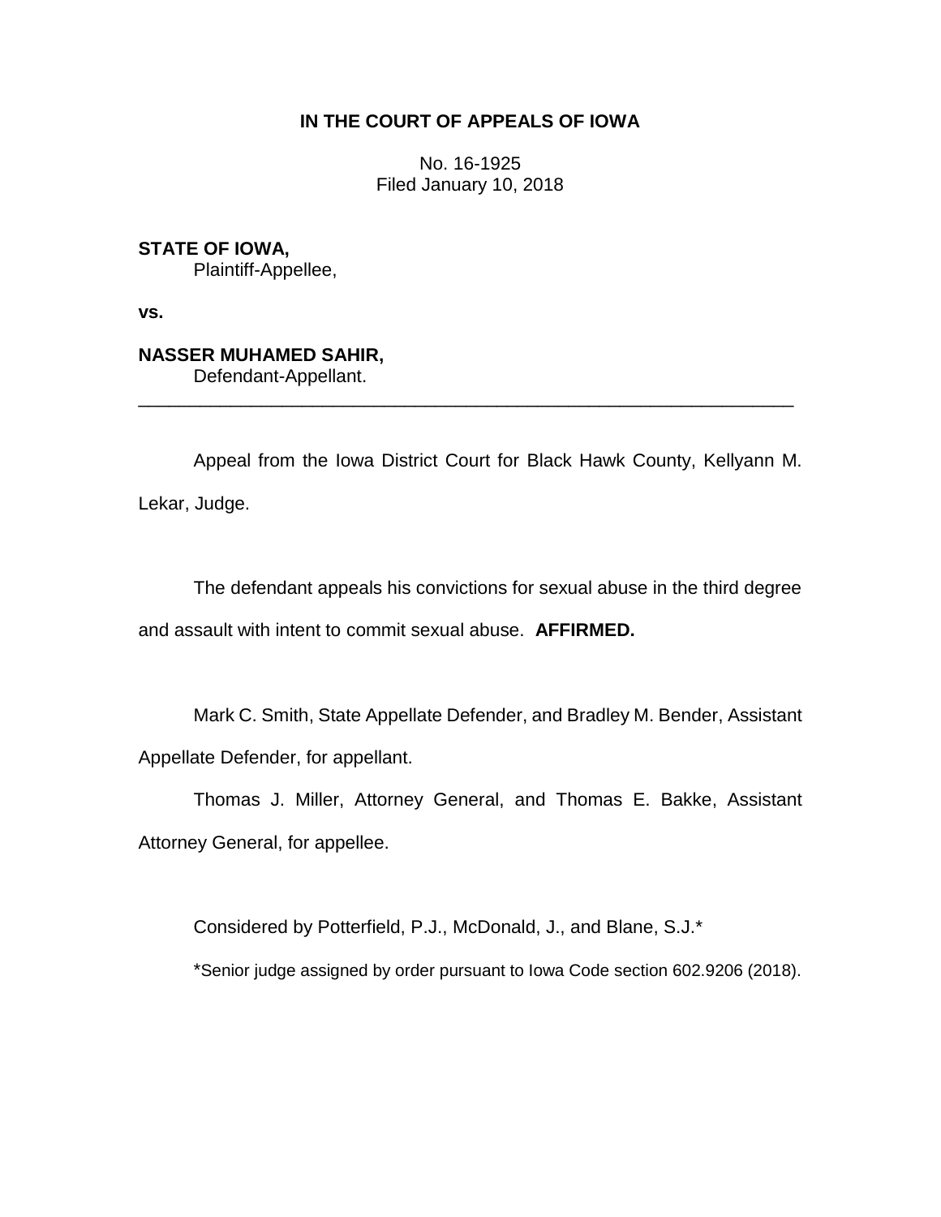**IN THE COURT OF APPEALS OF IOWA**

No. 16-1925
Filed January 10, 2018

**STATE OF IOWA,**
Plaintiff-Appellee,

**vs.**

**NASSER MUHAMED SAHIR,**
Defendant-Appellant.

---

Appeal from the Iowa District Court for Black Hawk County, Kellyann M. Lekar, Judge.

The defendant appeals his convictions for sexual abuse in the third degree and assault with intent to commit sexual abuse. **AFFIRMED.**

Mark C. Smith, State Appellate Defender, and Bradley M. Bender, Assistant Appellate Defender, for appellant.

Thomas J. Miller, Attorney General, and Thomas E. Bakke, Assistant Attorney General, for appellee.

Considered by Potterfield, P.J., McDonald, J., and Blane, S.J.*

*Senior judge assigned by order pursuant to Iowa Code section 602.9206 (2018).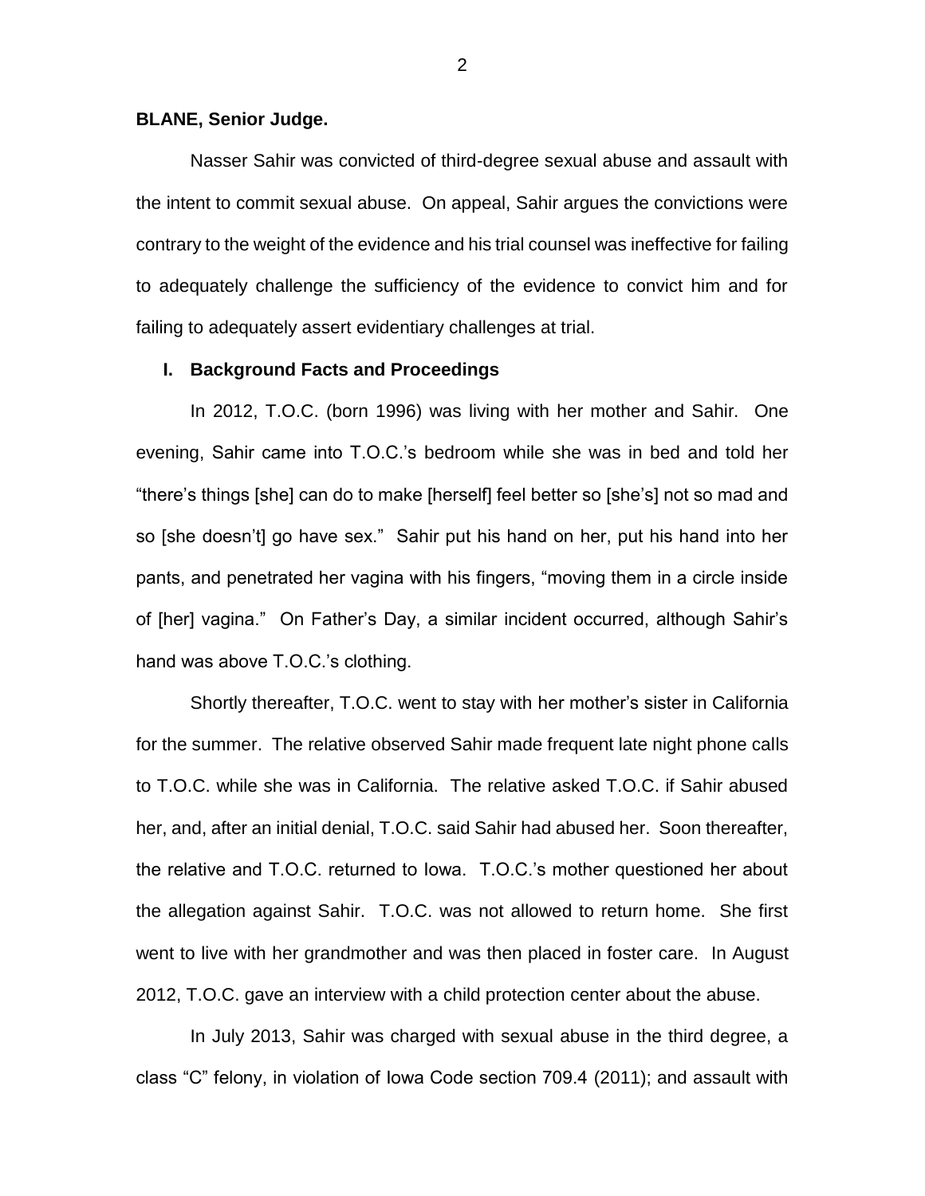**BLANE, Senior Judge.**

Nasser Sahir was convicted of third-degree sexual abuse and assault with the intent to commit sexual abuse. On appeal, Sahir argues the convictions were contrary to the weight of the evidence and his trial counsel was ineffective for failing to adequately challenge the sufficiency of the evidence to convict him and for failing to adequately assert evidentiary challenges at trial.

## I. Background Facts and Proceedings

In 2012, T.O.C. (born 1996) was living with her mother and Sahir. One evening, Sahir came into T.O.C.'s bedroom while she was in bed and told her "there's things [she] can do to make [herself] feel better so [she's] not so mad and so [she doesn't] go have sex." Sahir put his hand on her, put his hand into her pants, and penetrated her vagina with his fingers, "moving them in a circle inside of [her] vagina." On Father's Day, a similar incident occurred, although Sahir's hand was above T.O.C.'s clothing.

Shortly thereafter, T.O.C. went to stay with her mother's sister in California for the summer. The relative observed Sahir made frequent late night phone calls to T.O.C. while she was in California. The relative asked T.O.C. if Sahir abused her, and, after an initial denial, T.O.C. said Sahir had abused her. Soon thereafter, the relative and T.O.C. returned to Iowa. T.O.C.'s mother questioned her about the allegation against Sahir. T.O.C. was not allowed to return home. She first went to live with her grandmother and was then placed in foster care. In August 2012, T.O.C. gave an interview with a child protection center about the abuse.

In July 2013, Sahir was charged with sexual abuse in the third degree, a class "C" felony, in violation of Iowa Code section 709.4 (2011); and assault with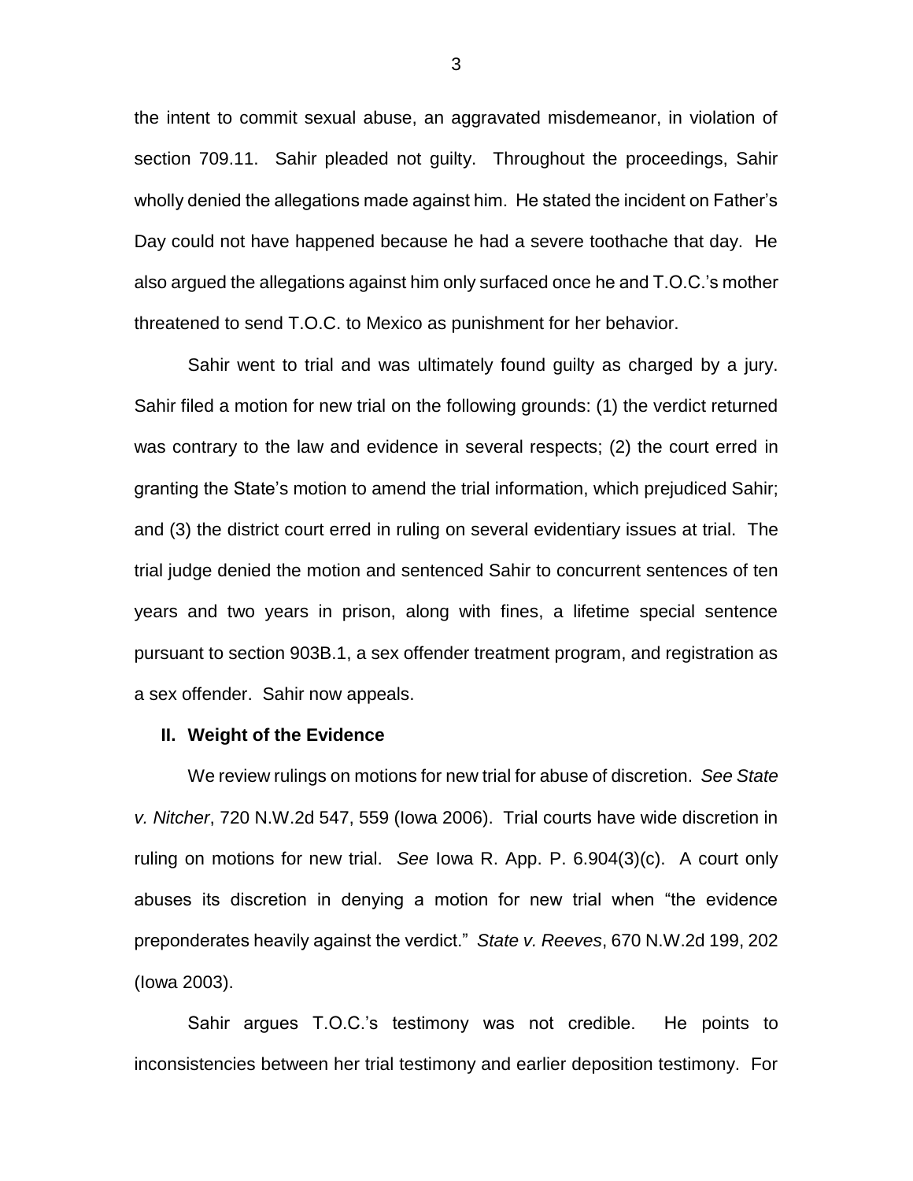the intent to commit sexual abuse, an aggravated misdemeanor, in violation of section 709.11. Sahir pleaded not guilty. Throughout the proceedings, Sahir wholly denied the allegations made against him. He stated the incident on Father's Day could not have happened because he had a severe toothache that day. He also argued the allegations against him only surfaced once he and T.O.C.'s mother threatened to send T.O.C. to Mexico as punishment for her behavior.

Sahir went to trial and was ultimately found guilty as charged by a jury. Sahir filed a motion for new trial on the following grounds: (1) the verdict returned was contrary to the law and evidence in several respects; (2) the court erred in granting the State's motion to amend the trial information, which prejudiced Sahir; and (3) the district court erred in ruling on several evidentiary issues at trial. The trial judge denied the motion and sentenced Sahir to concurrent sentences of ten years and two years in prison, along with fines, a lifetime special sentence pursuant to section 903B.1, a sex offender treatment program, and registration as a sex offender. Sahir now appeals.

## II. Weight of the Evidence

We review rulings on motions for new trial for abuse of discretion. *See State v. Nitcher*, 720 N.W.2d 547, 559 (Iowa 2006). Trial courts have wide discretion in ruling on motions for new trial. *See* Iowa R. App. P. 6.904(3)(c). A court only abuses its discretion in denying a motion for new trial when "the evidence preponderates heavily against the verdict." *State v. Reeves*, 670 N.W.2d 199, 202 (Iowa 2003).

Sahir argues T.O.C.'s testimony was not credible. He points to inconsistencies between her trial testimony and earlier deposition testimony. For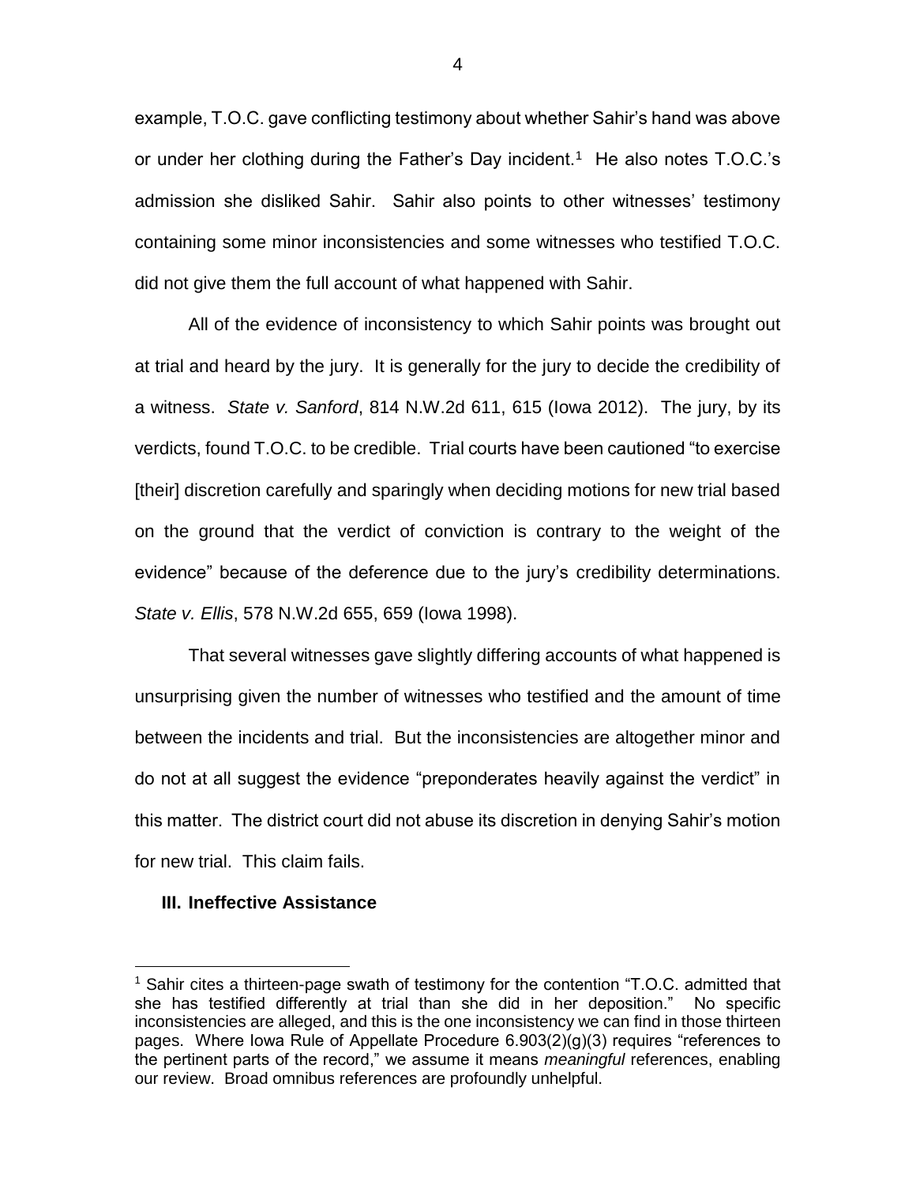example, T.O.C. gave conflicting testimony about whether Sahir's hand was above or under her clothing during the Father's Day incident.[1] He also notes T.O.C.'s admission she disliked Sahir. Sahir also points to other witnesses' testimony containing some minor inconsistencies and some witnesses who testified T.O.C. did not give them the full account of what happened with Sahir.

All of the evidence of inconsistency to which Sahir points was brought out at trial and heard by the jury. It is generally for the jury to decide the credibility of a witness. *State v. Sanford*, 814 N.W.2d 611, 615 (Iowa 2012). The jury, by its verdicts, found T.O.C. to be credible. Trial courts have been cautioned "to exercise [their] discretion carefully and sparingly when deciding motions for new trial based on the ground that the verdict of conviction is contrary to the weight of the evidence" because of the deference due to the jury's credibility determinations. *State v. Ellis*, 578 N.W.2d 655, 659 (Iowa 1998).

That several witnesses gave slightly differing accounts of what happened is unsurprising given the number of witnesses who testified and the amount of time between the incidents and trial. But the inconsistencies are altogether minor and do not at all suggest the evidence "preponderates heavily against the verdict" in this matter. The district court did not abuse its discretion in denying Sahir's motion for new trial. This claim fails.

### III. Ineffective Assistance

---

[1] Sahir cites a thirteen-page swath of testimony for the contention "T.O.C. admitted that she has testified differently at trial than she did in her deposition." No specific inconsistencies are alleged, and this is the one inconsistency we can find in those thirteen pages. Where Iowa Rule of Appellate Procedure 6.903(2)(g)(3) requires "references to the pertinent parts of the record," we assume it means *meaningful* references, enabling our review. Broad omnibus references are profoundly unhelpful.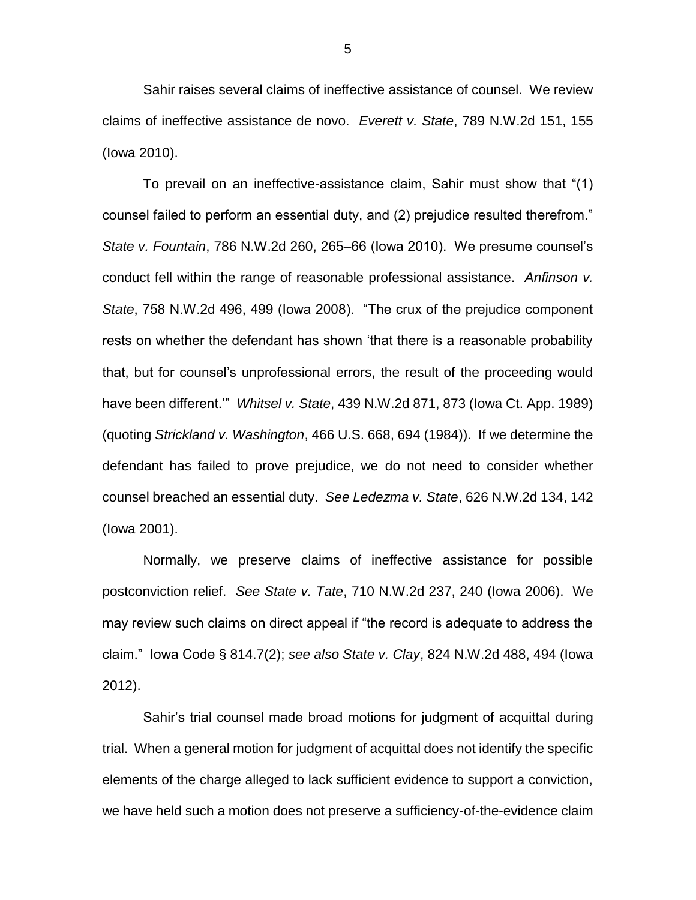Sahir raises several claims of ineffective assistance of counsel. We review claims of ineffective assistance de novo. *Everett v. State*, 789 N.W.2d 151, 155 (Iowa 2010).

To prevail on an ineffective-assistance claim, Sahir must show that "(1) counsel failed to perform an essential duty, and (2) prejudice resulted therefrom." *State v. Fountain*, 786 N.W.2d 260, 265–66 (Iowa 2010). We presume counsel's conduct fell within the range of reasonable professional assistance. *Anfinson v. State*, 758 N.W.2d 496, 499 (Iowa 2008). "The crux of the prejudice component rests on whether the defendant has shown 'that there is a reasonable probability that, but for counsel's unprofessional errors, the result of the proceeding would have been different.'" *Whitsel v. State*, 439 N.W.2d 871, 873 (Iowa Ct. App. 1989) (quoting *Strickland v. Washington*, 466 U.S. 668, 694 (1984)). If we determine the defendant has failed to prove prejudice, we do not need to consider whether counsel breached an essential duty. *See Ledezma v. State*, 626 N.W.2d 134, 142 (Iowa 2001).

Normally, we preserve claims of ineffective assistance for possible postconviction relief. *See State v. Tate*, 710 N.W.2d 237, 240 (Iowa 2006). We may review such claims on direct appeal if "the record is adequate to address the claim." Iowa Code § 814.7(2); *see also State v. Clay*, 824 N.W.2d 488, 494 (Iowa 2012).

Sahir's trial counsel made broad motions for judgment of acquittal during trial. When a general motion for judgment of acquittal does not identify the specific elements of the charge alleged to lack sufficient evidence to support a conviction, we have held such a motion does not preserve a sufficiency-of-the-evidence claim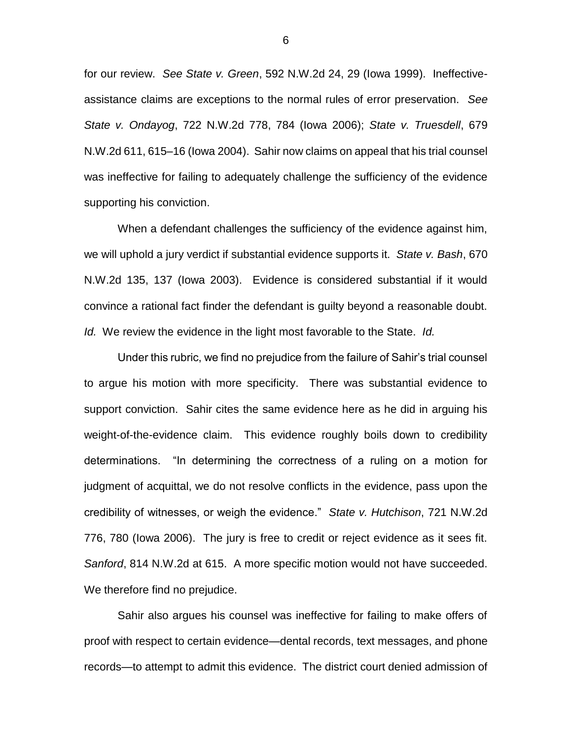for our review. *See State v. Green*, 592 N.W.2d 24, 29 (Iowa 1999). Ineffective-assistance claims are exceptions to the normal rules of error preservation. *See State v. Ondayog*, 722 N.W.2d 778, 784 (Iowa 2006); *State v. Truesdell*, 679 N.W.2d 611, 615–16 (Iowa 2004). Sahir now claims on appeal that his trial counsel was ineffective for failing to adequately challenge the sufficiency of the evidence supporting his conviction.

When a defendant challenges the sufficiency of the evidence against him, we will uphold a jury verdict if substantial evidence supports it. *State v. Bash*, 670 N.W.2d 135, 137 (Iowa 2003). Evidence is considered substantial if it would convince a rational fact finder the defendant is guilty beyond a reasonable doubt. *Id.* We review the evidence in the light most favorable to the State. *Id.*

Under this rubric, we find no prejudice from the failure of Sahir's trial counsel to argue his motion with more specificity. There was substantial evidence to support conviction. Sahir cites the same evidence here as he did in arguing his weight-of-the-evidence claim. This evidence roughly boils down to credibility determinations. "In determining the correctness of a ruling on a motion for judgment of acquittal, we do not resolve conflicts in the evidence, pass upon the credibility of witnesses, or weigh the evidence." *State v. Hutchison*, 721 N.W.2d 776, 780 (Iowa 2006). The jury is free to credit or reject evidence as it sees fit. *Sanford*, 814 N.W.2d at 615. A more specific motion would not have succeeded. We therefore find no prejudice.

Sahir also argues his counsel was ineffective for failing to make offers of proof with respect to certain evidence—dental records, text messages, and phone records—to attempt to admit this evidence. The district court denied admission of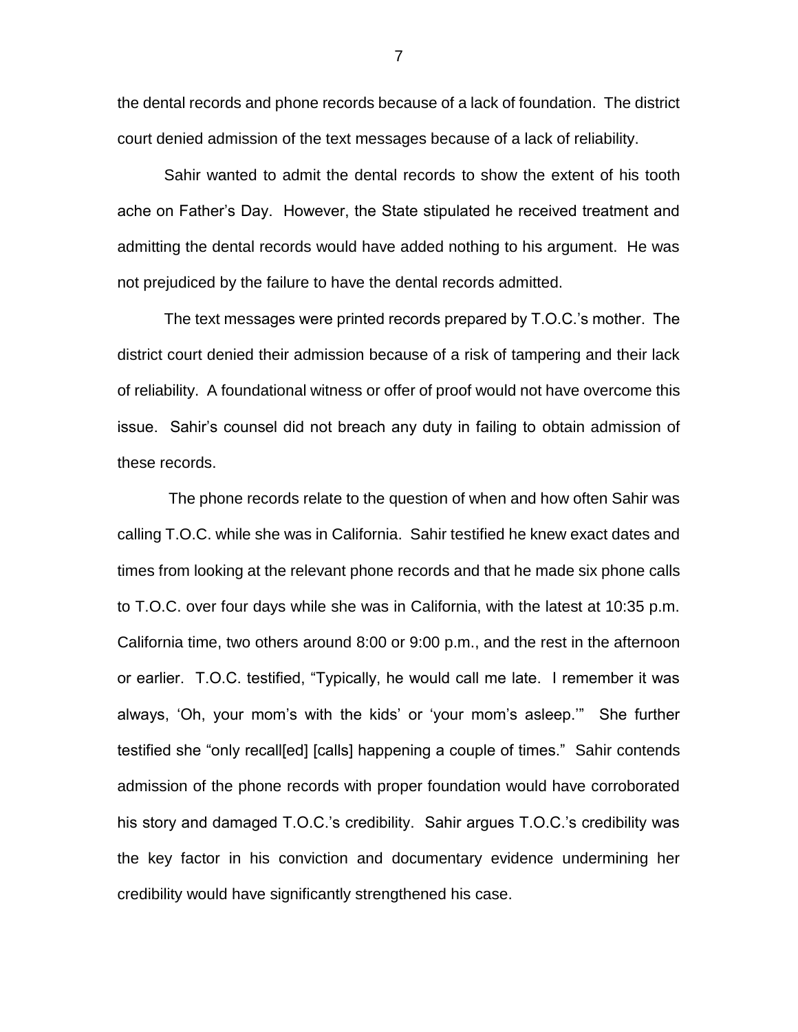the dental records and phone records because of a lack of foundation. The district court denied admission of the text messages because of a lack of reliability.

Sahir wanted to admit the dental records to show the extent of his tooth ache on Father's Day. However, the State stipulated he received treatment and admitting the dental records would have added nothing to his argument. He was not prejudiced by the failure to have the dental records admitted.

The text messages were printed records prepared by T.O.C.'s mother. The district court denied their admission because of a risk of tampering and their lack of reliability. A foundational witness or offer of proof would not have overcome this issue. Sahir's counsel did not breach any duty in failing to obtain admission of these records.

The phone records relate to the question of when and how often Sahir was calling T.O.C. while she was in California. Sahir testified he knew exact dates and times from looking at the relevant phone records and that he made six phone calls to T.O.C. over four days while she was in California, with the latest at 10:35 p.m. California time, two others around 8:00 or 9:00 p.m., and the rest in the afternoon or earlier. T.O.C. testified, "Typically, he would call me late. I remember it was always, 'Oh, your mom's with the kids' or 'your mom's asleep.'" She further testified she "only recall[ed] [calls] happening a couple of times." Sahir contends admission of the phone records with proper foundation would have corroborated his story and damaged T.O.C.'s credibility. Sahir argues T.O.C.'s credibility was the key factor in his conviction and documentary evidence undermining her credibility would have significantly strengthened his case.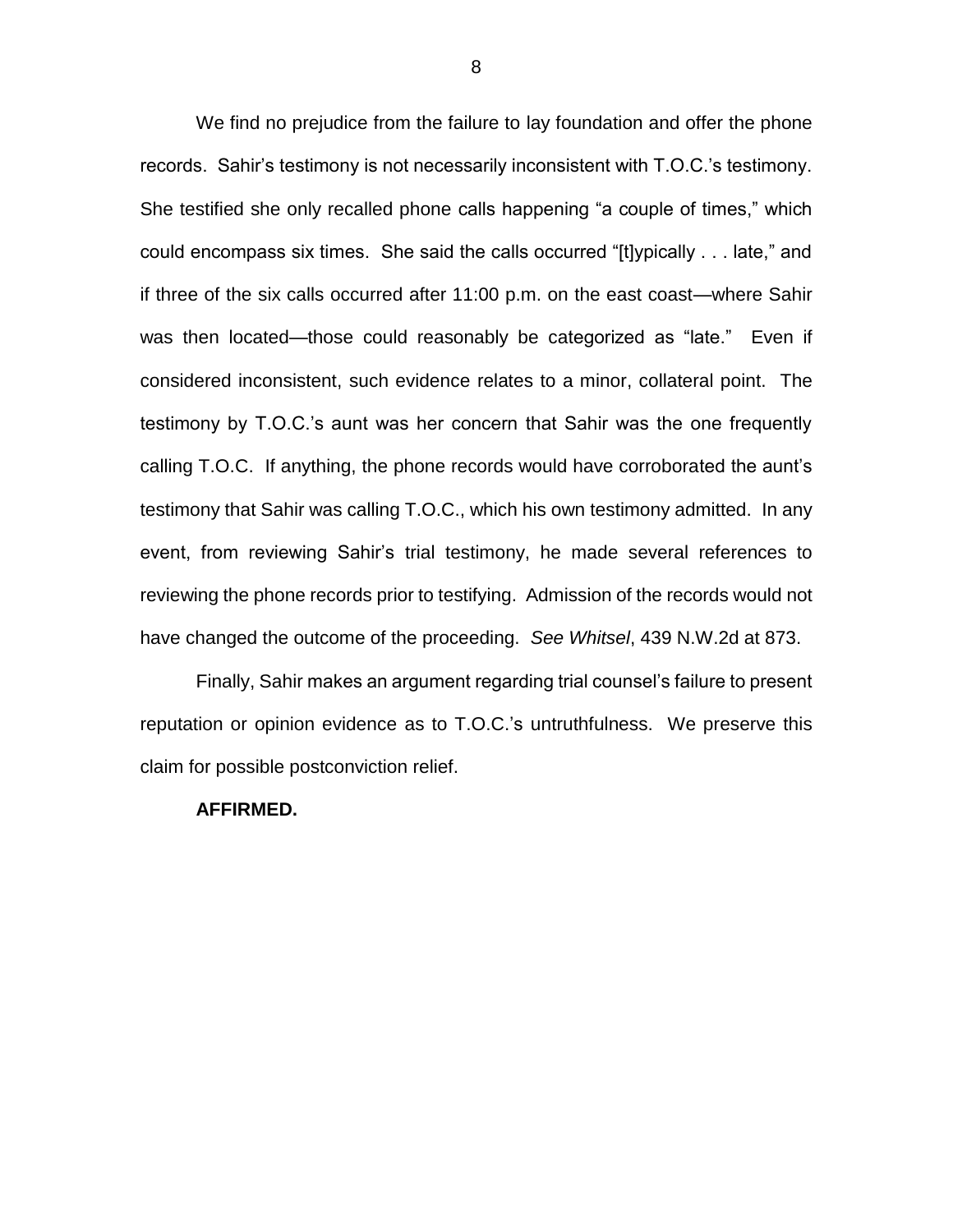We find no prejudice from the failure to lay foundation and offer the phone records. Sahir's testimony is not necessarily inconsistent with T.O.C.'s testimony. She testified she only recalled phone calls happening "a couple of times," which could encompass six times. She said the calls occurred "[t]ypically . . . late," and if three of the six calls occurred after 11:00 p.m. on the east coast—where Sahir was then located—those could reasonably be categorized as "late." Even if considered inconsistent, such evidence relates to a minor, collateral point. The testimony by T.O.C.'s aunt was her concern that Sahir was the one frequently calling T.O.C. If anything, the phone records would have corroborated the aunt's testimony that Sahir was calling T.O.C., which his own testimony admitted. In any event, from reviewing Sahir's trial testimony, he made several references to reviewing the phone records prior to testifying. Admission of the records would not have changed the outcome of the proceeding. *See Whitsel*, 439 N.W.2d at 873.

Finally, Sahir makes an argument regarding trial counsel's failure to present reputation or opinion evidence as to T.O.C.'s untruthfulness. We preserve this claim for possible postconviction relief.

**AFFIRMED.**